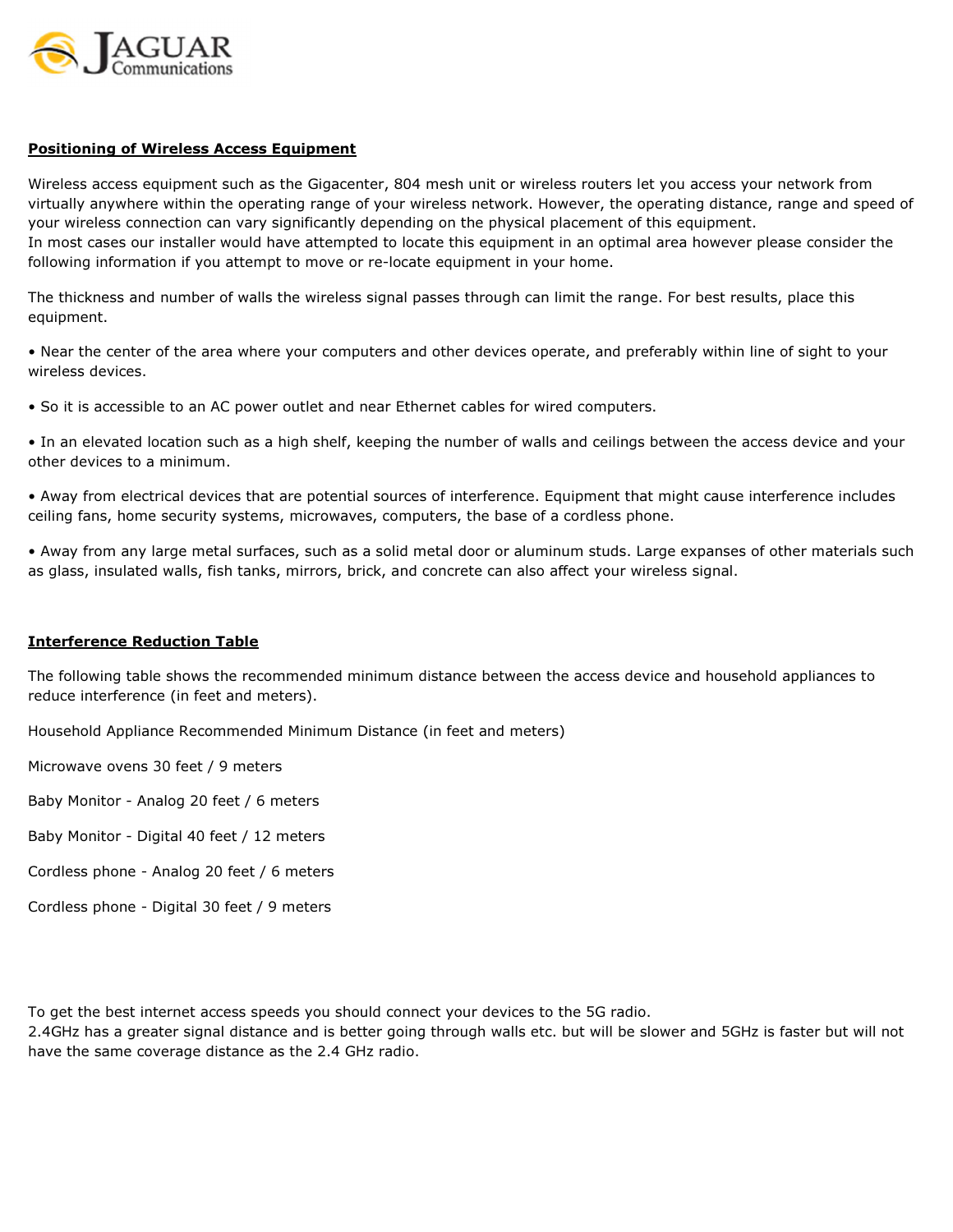**JAGUAR Communications**

## Positioning of Wireless Access Equipment

Wireless access equipment such as the Gigacenter, 804 mesh unit or wireless routers let you access your network from virtually anywhere within the operating range of your wireless network. However, the operating distance, range and speed of your wireless connection can vary significantly depending on the physical placement of this equipment.
In most cases our installer would have attempted to locate this equipment in an optimal area however please consider the following information if you attempt to move or re-locate equipment in your home.

The thickness and number of walls the wireless signal passes through can limit the range. For best results, place this equipment.

- Near the center of the area where your computers and other devices operate, and preferably within line of sight to your wireless devices.

- So it is accessible to an AC power outlet and near Ethernet cables for wired computers.

- In an elevated location such as a high shelf, keeping the number of walls and ceilings between the access device and your other devices to a minimum.

- Away from electrical devices that are potential sources of interference. Equipment that might cause interference includes ceiling fans, home security systems, microwaves, computers, the base of a cordless phone.

- Away from any large metal surfaces, such as a solid metal door or aluminum studs. Large expanses of other materials such as glass, insulated walls, fish tanks, mirrors, brick, and concrete can also affect your wireless signal.

## Interference Reduction Table

The following table shows the recommended minimum distance between the access device and household appliances to reduce interference (in feet and meters).

| Household Appliance | Recommended Minimum Distance (in feet and meters) |
|---|---|
| Microwave ovens | 30 feet / 9 meters |
| Baby Monitor - Analog | 20 feet / 6 meters |
| Baby Monitor - Digital | 40 feet / 12 meters |
| Cordless phone - Analog | 20 feet / 6 meters |
| Cordless phone - Digital | 30 feet / 9 meters |

To get the best internet access speeds you should connect your devices to the 5G radio.
2.4GHz has a greater signal distance and is better going through walls etc. but will be slower and 5GHz is faster but will not have the same coverage distance as the 2.4 GHz radio.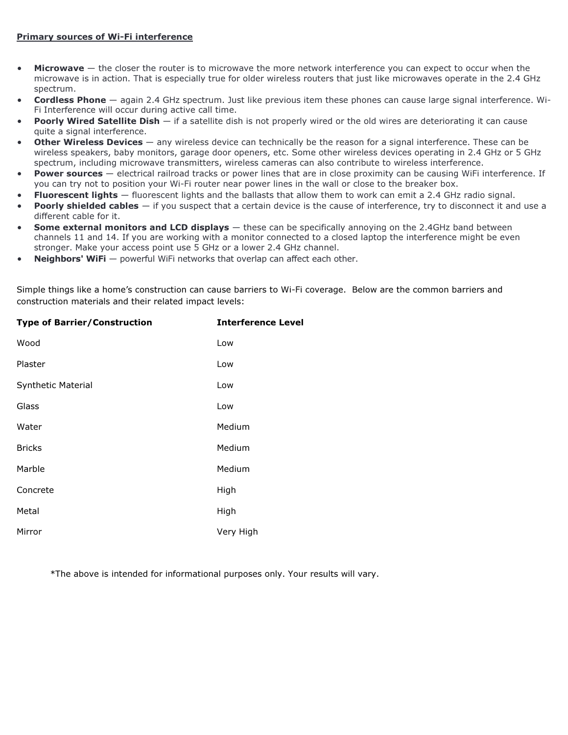**Primary sources of Wi-Fi interference**

- **Microwave** — the closer the router is to microwave the more network interference you can expect to occur when the microwave is in action. That is especially true for older wireless routers that just like microwaves operate in the 2.4 GHz spectrum.
- **Cordless Phone** — again 2.4 GHz spectrum. Just like previous item these phones can cause large signal interference. Wi-Fi Interference will occur during active call time.
- **Poorly Wired Satellite Dish** — if a satellite dish is not properly wired or the old wires are deteriorating it can cause quite a signal interference.
- **Other Wireless Devices** — any wireless device can technically be the reason for a signal interference. These can be wireless speakers, baby monitors, garage door openers, etc. Some other wireless devices operating in 2.4 GHz or 5 GHz spectrum, including microwave transmitters, wireless cameras can also contribute to wireless interference.
- **Power sources** — electrical railroad tracks or power lines that are in close proximity can be causing WiFi interference. If you can try not to position your Wi-Fi router near power lines in the wall or close to the breaker box.
- **Fluorescent lights** — fluorescent lights and the ballasts that allow them to work can emit a 2.4 GHz radio signal.
- **Poorly shielded cables** — if you suspect that a certain device is the cause of interference, try to disconnect it and use a different cable for it.
- **Some external monitors and LCD displays** — these can be specifically annoying on the 2.4GHz band between channels 11 and 14. If you are working with a monitor connected to a closed laptop the interference might be even stronger. Make your access point use 5 GHz or a lower 2.4 GHz channel.
- **Neighbors' WiFi** — powerful WiFi networks that overlap can affect each other.

Simple things like a home's construction can cause barriers to Wi-Fi coverage. Below are the common barriers and construction materials and their related impact levels:

| **Type of Barrier/Construction** | **Interference Level** |
|---|---|
| Wood | Low |
| Plaster | Low |
| Synthetic Material | Low |
| Glass | Low |
| Water | Medium |
| Bricks | Medium |
| Marble | Medium |
| Concrete | High |
| Metal | High |
| Mirror | Very High |

*The above is intended for informational purposes only. Your results will vary.